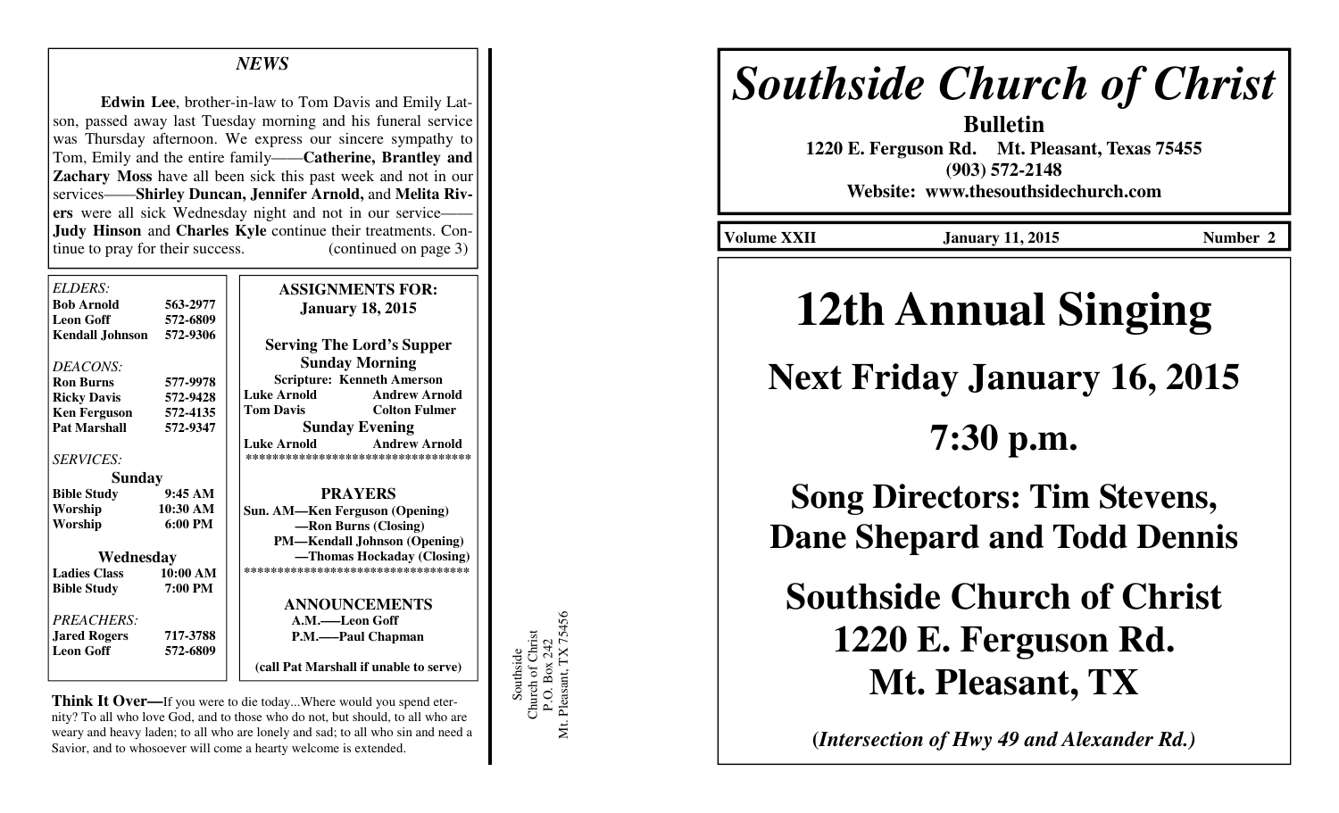## *NEWS*

**Edwin Lee**, brother-in-law to Tom Davis and Emily Latson, passed away last Tuesday morning and his funeral service was Thursday afternoon. We express our sincere sympathy to Tom, Emily and the entire family——**Catherine, Brantley and Zachary Moss** have all been sick this past week and not in our services——**Shirley Duncan, Jennifer Arnold,** and **Melita Rivers** were all sick Wednesday night and not in our service——**Judy Hinson** and **Charles Kyle** continue their treatments. Continue to pray for their success. (continued on page 3)

*ELDERS:*

| | |
|---|---|
| **Bob Arnold** | **563-2977** |
| **Leon Goff** | **572-6809** |
| **Kendall Johnson** | **572-9306** |

*DEACONS:*

| | |
|---|---|
| **Ron Burns** | **577-9978** |
| **Ricky Davis** | **572-9428** |
| **Ken Ferguson** | **572-4135** |
| **Pat Marshall** | **572-9347** |

*SERVICES:*

**Sunday**

| | |
|---|---|
| **Bible Study** | **9:45 AM** |
| **Worship** | **10:30 AM** |
| **Worship** | **6:00 PM** |

**Wednesday**

| | |
|---|---|
| **Ladies Class** | **10:00 AM** |
| **Bible Study** | **7:00 PM** |

*PREACHERS:*

| | |
|---|---|
| **Jared Rogers** | **717-3788** |
| **Leon Goff** | **572-6809** |

**ASSIGNMENTS FOR:**
**January 18, 2015**

**Serving The Lord's Supper**

**Sunday Morning**

**Scripture: Kenneth Amerson**

| | |
|---|---|
| **Luke Arnold** | **Andrew Arnold** |
| **Tom Davis** | **Colton Fulmer** |

**Sunday Evening**

| | |
|---|---|
| **Luke Arnold** | **Andrew Arnold** |

**********************************

**PRAYERS**

**Sun. AM—Ken Ferguson (Opening)**
**—Ron Burns (Closing)**
**PM—Kendall Johnson (Opening)**
**—Thomas Hockaday (Closing)**

**********************************

**ANNOUNCEMENTS**

**A.M.—–Leon Goff**
**P.M.—–Paul Chapman**

**(call Pat Marshall if unable to serve)**

**Think It Over—**If you were to die today...Where would you spend eternity? To all who love God, and to those who do not, but should, to all who are weary and heavy laden; to all who are lonely and sad; to all who sin and need a Savior, and to whosoever will a hearty welcome is extended.

Southside
Church of Christ
P.O. Box 242
Mt. Pleasant, TX 75456

# *Southside Church of Christ*

**Bulletin**
**1220 E. Ferguson Rd. Mt. Pleasant, Texas 75455**
**(903) 572-2148**
**Website: www.thesouthsidechurch.com**

**Volume XXII** **January 11, 2015** **Number 2**

# 12th Annual Singing

## Next Friday January 16, 2015

## 7:30 p.m.

## Song Directors: Tim Stevens, Dane Shepard and Todd Dennis

## Southside Church of Christ
## 1220 E. Ferguson Rd.
## Mt. Pleasant, TX

**(*Intersection of Hwy 49 and Alexander Rd.*)**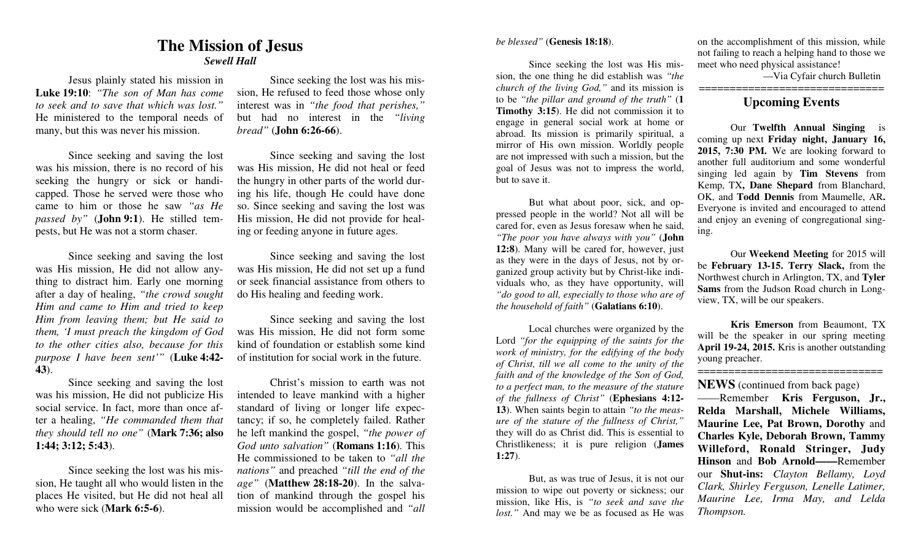# The Mission of Jesus

***Sewell Hall***

Jesus plainly stated his mission in **Luke 19:10**: *"The son of Man has come to seek and to save that which was lost."* He ministered to the temporal needs of many, but this was never his mission.

Since seeking and saving the lost was his mission, there is no record of his seeking the hungry or sick or handicapped. Those he served were those who came to him or those he saw *"as He passed by"* (**John 9:1**). He stilled tempests, but He was not a storm chaser.

Since seeking and saving the lost was His mission, He did not allow anything to distract him. Early one morning after a day of healing, *"the crowd sought Him and came to Him and tried to keep Him from leaving them; but He said to them, 'I must preach the kingdom of God to the other cities also, because for this purpose I have been sent'"* (**Luke 4:42-43**).

Since seeking and saving the lost was his mission, He did not publicize His social service. In fact, more than once after a healing, *"He commanded them that they should tell no one"* (**Mark 7:36; also 1:44; 3:12; 5:43**).

Since seeking the lost was his mission, He taught all who would listen in the places He visited, but He did not heal all who were sick (**Mark 6:5-6**).

Since seeking the lost was his mission, He refused to feed those whose only interest was in *"the food that perishes,"* but had no interest in the *"living bread"* (**John 6:26-66**).

Since seeking and saving the lost was His mission, He did not heal or feed the hungry in other parts of the world during his life, though He could have done so. Since seeking and saving the lost was His mission, He did not provide for healing or feeding anyone in future ages.

Since seeking and saving the lost was His mission, He did not set up a fund or seek financial assistance from others to do His healing and feeding work.

Since seeking and saving the lost was His mission, He did not form some kind of foundation or establish some kind of institution for social work in the future.

Christ's mission to earth was not intended to leave mankind with a higher standard of living or longer life expectancy; if so, he completely failed. Rather he left mankind the gospel, *"the power of God unto salvation"* (**Romans 1:16**). This He commissioned to be taken to *"all the nations"* and preached *"till the end of the age"* (**Matthew 28:18-20**). In the salvation of mankind through the gospel his mission would be accomplished and *"all be blessed"* (**Genesis 18:18**).

Since seeking the lost was His mission, the one thing he did establish was *"the church of the living God,"* and its mission is to be *"the pillar and ground of the truth"* (**1 Timothy 3:15**). He did not commission it to engage in general social work at home or abroad. Its mission is primarily spiritual, a mirror of His own mission. Worldly people are not impressed with such a mission, but the goal of Jesus was not to impress the world, but to save it.

But what about poor, sick, and oppressed people in the world? Not all will be cared for, even as Jesus foresaw when he said, *"The poor you have always with you"* (**John 12:8**). Many will be cared for, however, just as they were in the days of Jesus, not by organized group activity but by Christ-like individuals who, as they have opportunity, will *"do good to all, especially to those who are of the household of faith"* (**Galatians 6:10**).

Local churches were organized by the Lord *"for the equipping of the saints for the work of ministry, for the edifying of the body of Christ, till we all come to the unity of the faith and of the knowledge of the Son of God, to a perfect man, to the measure of the stature of the fullness of Christ"* (**Ephesians 4:12-13**). When saints begin to attain *"to the measure of the stature of the fullness of Christ,"* they will do as Christ did. This is essential to Christlikeness; it is pure religion (**James 1:27**).

But, as was true of Jesus, it is not our mission to wipe out poverty or sickness; our mission, like His, is *"to seek and save the lost."* And may we be as focused as He was on the accomplishment of this mission, while not failing to reach a helping hand to those we meet who need physical assistance!

—Via Cyfair church Bulletin

==============================

## Upcoming Events

Our **Twelfth Annual Singing** is coming up next **Friday night, January 16, 2015, 7:30 PM.** We are looking forward to another full auditorium and some wonderful singing led again by **Tim Stevens** from Kemp, TX**, Dane Shepard** from Blanchard, OK, and **Todd Dennis** from Maumelle, AR**.** Everyone is invited and encouraged to attend and enjoy an evening of congregational singing.

Our **Weekend Meeting** for 2015 will be **February 13-15. Terry Slack,** from the Northwest church in Arlington, TX, and **Tyler Sams** from the Judson Road church in Longview, TX, will be our speakers.

**Kris Emerson** from Beaumont, TX will be the speaker in our spring meeting **April 19-24, 2015.** Kris is another outstanding young preacher.

==============================

**NEWS** (continued from back page)

——Remember **Kris Ferguson, Jr., Relda Marshall, Michele Williams, Maurine Lee, Pat Brown, Dorothy** and **Charles Kyle, Deborah Brown, Tammy Willeford, Ronald Stringer, Judy Hinson** and **Bob Arnold——**Remember our **Shut-ins:** *Clayton Bellamy, Loyd Clark, Shirley Ferguson, Lenelle Latimer, Maurine Lee, Irma May, and Lelda Thompson.*